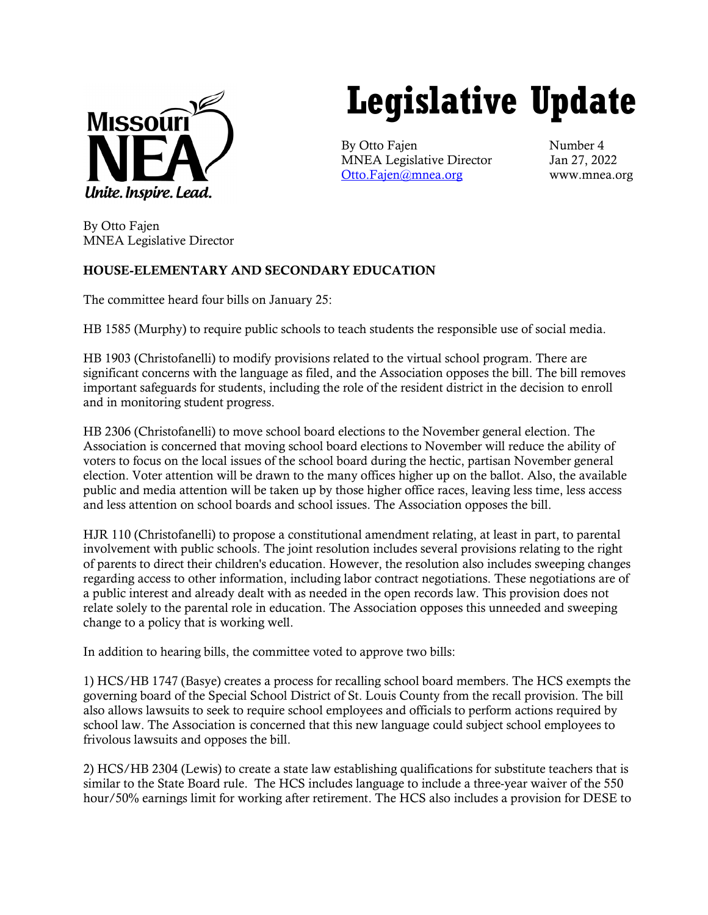# Legislative Update

By Otto Fajen
MNEA Legislative Director
Otto.Fajen@mnea.org

Number 4
Jan 27, 2022
www.mnea.org

By Otto Fajen
MNEA Legislative Director

**HOUSE-ELEMENTARY AND SECONDARY EDUCATION**

The committee heard four bills on January 25:

HB 1585 (Murphy) to require public schools to teach students the responsible use of social media.

HB 1903 (Christofanelli) to modify provisions related to the virtual school program. There are significant concerns with the language as filed, and the Association opposes the bill. The bill removes important safeguards for students, including the role of the resident district in the decision to enroll and in monitoring student progress.

HB 2306 (Christofanelli) to move school board elections to the November general election. The Association is concerned that moving school board elections to November will reduce the ability of voters to focus on the local issues of the school board during the hectic, partisan November general election. Voter attention will be drawn to the many offices higher up on the ballot. Also, the available public and media attention will be taken up by those higher office races, leaving less time, less access and less attention on school boards and school issues. The Association opposes the bill.

HJR 110 (Christofanelli) to propose a constitutional amendment relating, at least in part, to parental involvement with public schools. The joint resolution includes several provisions relating to the right of parents to direct their children's education. However, the resolution also includes sweeping changes regarding access to other information, including labor contract negotiations. These negotiations are of a public interest and already dealt with as needed in the open records law. This provision does not relate solely to the parental role in education. The Association opposes this unneeded and sweeping change to a policy that is working well.

In addition to hearing bills, the committee voted to approve two bills:

1) HCS/HB 1747 (Basye) creates a process for recalling school board members. The HCS exempts the governing board of the Special School District of St. Louis County from the recall provision. The bill also allows lawsuits to seek to require school employees and officials to perform actions required by school law. The Association is concerned that this new language could subject school employees to frivolous lawsuits and opposes the bill.

2) HCS/HB 2304 (Lewis) to create a state law establishing qualifications for substitute teachers that is similar to the State Board rule. The HCS includes language to include a three-year waiver of the 550 hour/50% earnings limit for working after retirement. The HCS also includes a provision for DESE to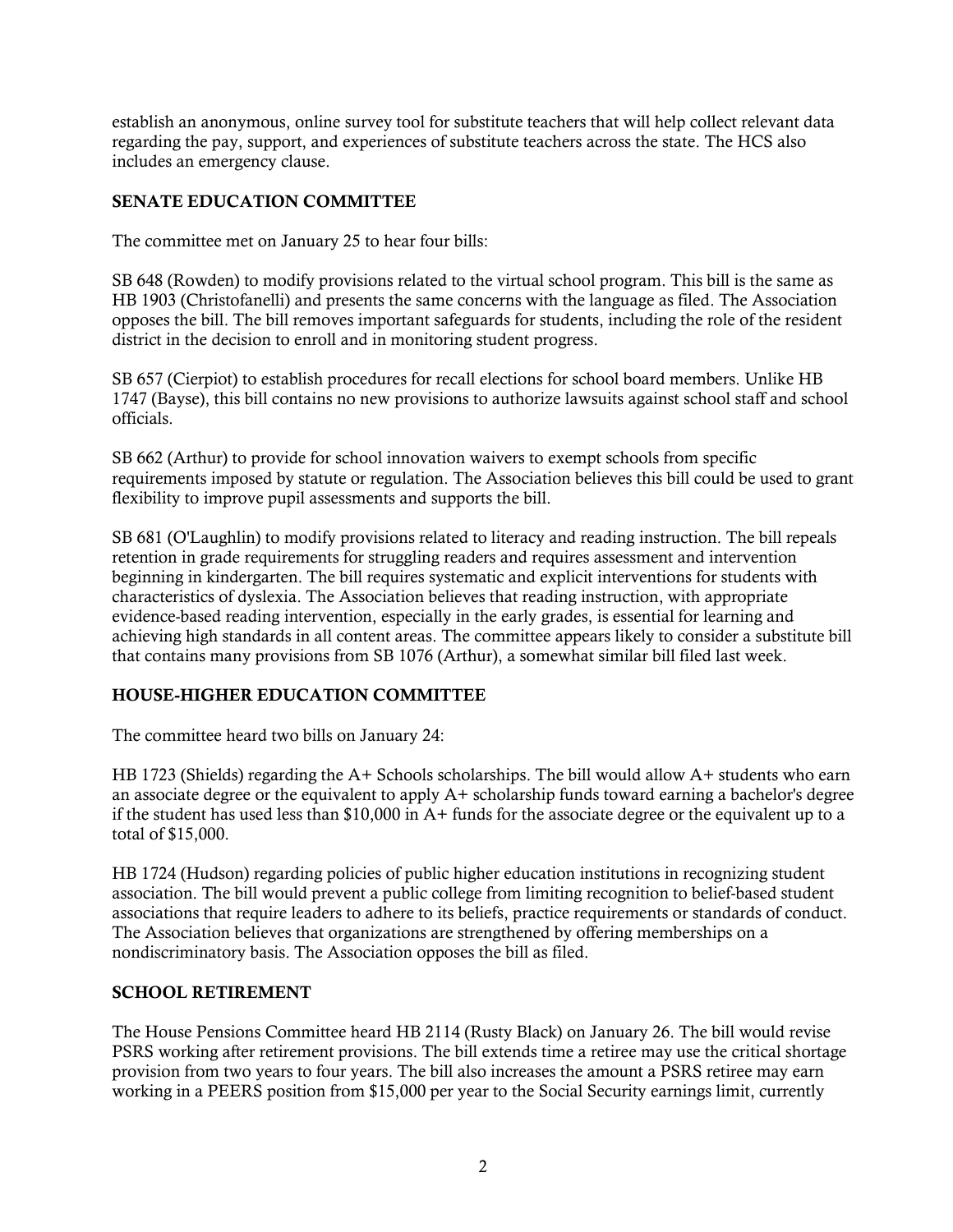establish an anonymous, online survey tool for substitute teachers that will help collect relevant data regarding the pay, support, and experiences of substitute teachers across the state. The HCS also includes an emergency clause.

## SENATE EDUCATION COMMITTEE

The committee met on January 25 to hear four bills:

SB 648 (Rowden) to modify provisions related to the virtual school program. This bill is the same as HB 1903 (Christofanelli) and presents the same concerns with the language as filed. The Association opposes the bill. The bill removes important safeguards for students, including the role of the resident district in the decision to enroll and in monitoring student progress.

SB 657 (Cierpiot) to establish procedures for recall elections for school board members. Unlike HB 1747 (Bayse), this bill contains no new provisions to authorize lawsuits against school staff and school officials.

SB 662 (Arthur) to provide for school innovation waivers to exempt schools from specific requirements imposed by statute or regulation. The Association believes this bill could be used to grant flexibility to improve pupil assessments and supports the bill.

SB 681 (O'Laughlin) to modify provisions related to literacy and reading instruction. The bill repeals retention in grade requirements for struggling readers and requires assessment and intervention beginning in kindergarten. The bill requires systematic and explicit interventions for students with characteristics of dyslexia. The Association believes that reading instruction, with appropriate evidence-based reading intervention, especially in the early grades, is essential for learning and achieving high standards in all content areas. The committee appears likely to consider a substitute bill that contains many provisions from SB 1076 (Arthur), a somewhat similar bill filed last week.

## HOUSE-HIGHER EDUCATION COMMITTEE

The committee heard two bills on January 24:

HB 1723 (Shields) regarding the A+ Schools scholarships. The bill would allow A+ students who earn an associate degree or the equivalent to apply A+ scholarship funds toward earning a bachelor's degree if the student has used less than $10,000 in A+ funds for the associate degree or the equivalent up to a total of $15,000.

HB 1724 (Hudson) regarding policies of public higher education institutions in recognizing student association. The bill would prevent a public college from limiting recognition to belief-based student associations that require leaders to adhere to its beliefs, practice requirements or standards of conduct. The Association believes that organizations are strengthened by offering memberships on a nondiscriminatory basis. The Association opposes the bill as filed.

## SCHOOL RETIREMENT

The House Pensions Committee heard HB 2114 (Rusty Black) on January 26. The bill would revise PSRS working after retirement provisions. The bill extends time a retiree may use the critical shortage provision from two years to four years. The bill also increases the amount a PSRS retiree may earn working in a PEERS position from $15,000 per year to the Social Security earnings limit, currently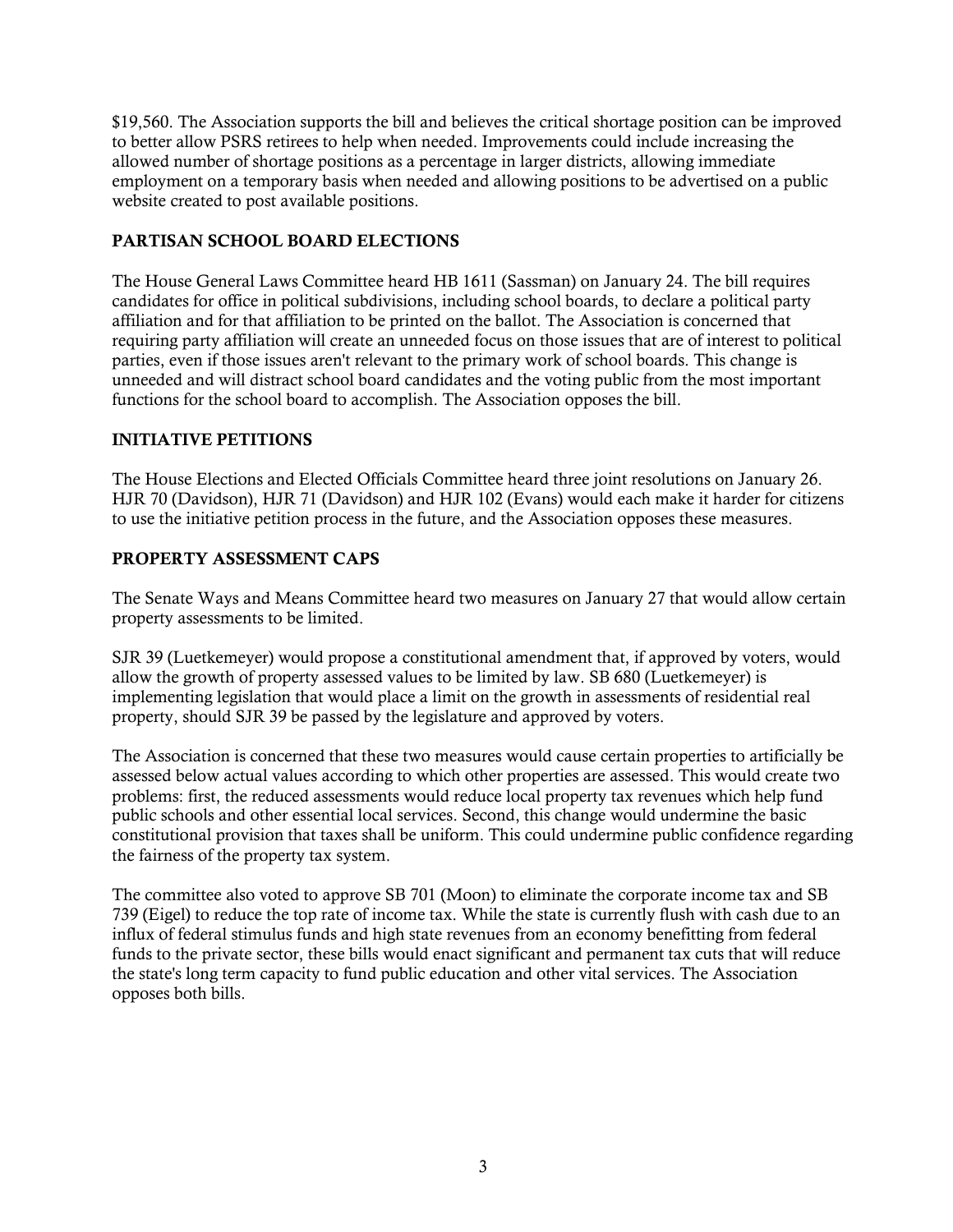$19,560. The Association supports the bill and believes the critical shortage position can be improved to better allow PSRS retirees to help when needed. Improvements could include increasing the allowed number of shortage positions as a percentage in larger districts, allowing immediate employment on a temporary basis when needed and allowing positions to be advertised on a public website created to post available positions.

## PARTISAN SCHOOL BOARD ELECTIONS

The House General Laws Committee heard HB 1611 (Sassman) on January 24. The bill requires candidates for office in political subdivisions, including school boards, to declare a political party affiliation and for that affiliation to be printed on the ballot. The Association is concerned that requiring party affiliation will create an unneeded focus on those issues that are of interest to political parties, even if those issues aren't relevant to the primary work of school boards. This change is unneeded and will distract school board candidates and the voting public from the most important functions for the school board to accomplish. The Association opposes the bill.

## INITIATIVE PETITIONS

The House Elections and Elected Officials Committee heard three joint resolutions on January 26. HJR 70 (Davidson), HJR 71 (Davidson) and HJR 102 (Evans) would each make it harder for citizens to use the initiative petition process in the future, and the Association opposes these measures.

## PROPERTY ASSESSMENT CAPS

The Senate Ways and Means Committee heard two measures on January 27 that would allow certain property assessments to be limited.

SJR 39 (Luetkemeyer) would propose a constitutional amendment that, if approved by voters, would allow the growth of property assessed values to be limited by law. SB 680 (Luetkemeyer) is implementing legislation that would place a limit on the growth in assessments of residential real property, should SJR 39 be passed by the legislature and approved by voters.

The Association is concerned that these two measures would cause certain properties to artificially be assessed below actual values according to which other properties are assessed. This would create two problems: first, the reduced assessments would reduce local property tax revenues which help fund public schools and other essential local services. Second, this change would undermine the basic constitutional provision that taxes shall be uniform. This could undermine public confidence regarding the fairness of the property tax system.

The committee also voted to approve SB 701 (Moon) to eliminate the corporate income tax and SB 739 (Eigel) to reduce the top rate of income tax. While the state is currently flush with cash due to an influx of federal stimulus funds and high state revenues from an economy benefitting from federal funds to the private sector, these bills would enact significant and permanent tax cuts that will reduce the state's long term capacity to fund public education and other vital services. The Association opposes both bills.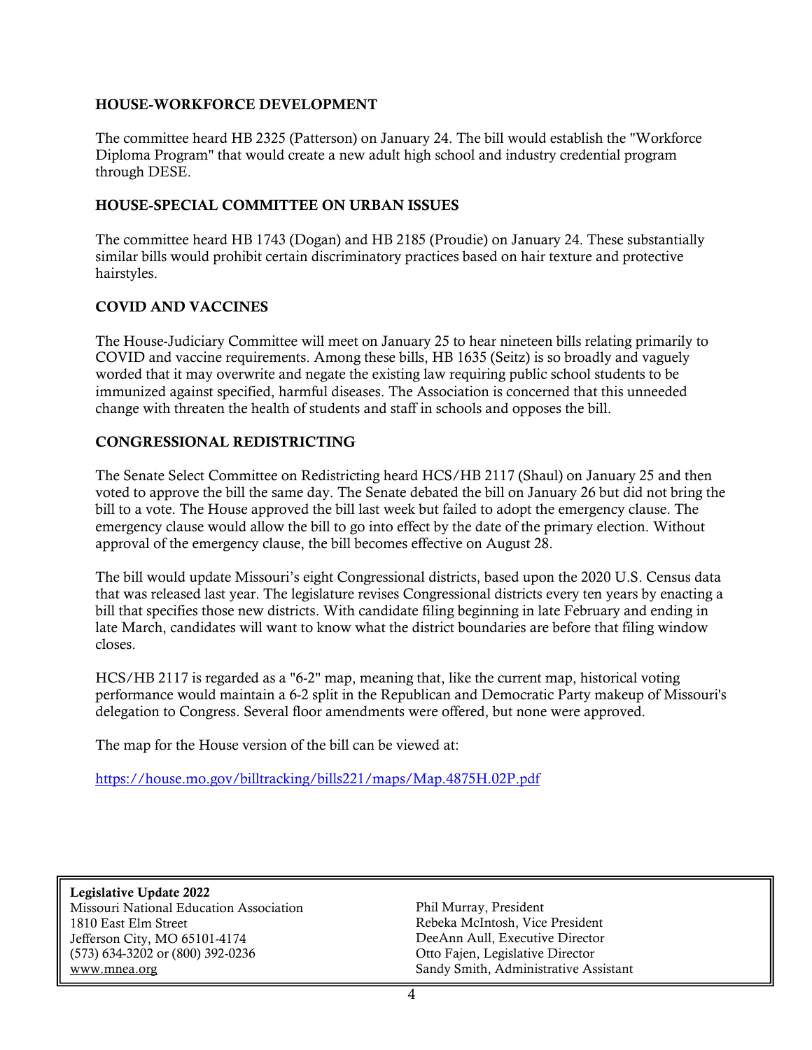### HOUSE-WORKFORCE DEVELOPMENT

The committee heard HB 2325 (Patterson) on January 24. The bill would establish the "Workforce Diploma Program" that would create a new adult high school and industry credential program through DESE.

### HOUSE-SPECIAL COMMITTEE ON URBAN ISSUES

The committee heard HB 1743 (Dogan) and HB 2185 (Proudie) on January 24. These substantially similar bills would prohibit certain discriminatory practices based on hair texture and protective hairstyles.

### COVID AND VACCINES

The House-Judiciary Committee will meet on January 25 to hear nineteen bills relating primarily to COVID and vaccine requirements. Among these bills, HB 1635 (Seitz) is so broadly and vaguely worded that it may overwrite and negate the existing law requiring public school students to be immunized against specified, harmful diseases. The Association is concerned that this unneeded change with threaten the health of students and staff in schools and opposes the bill.

### CONGRESSIONAL REDISTRICTING

The Senate Select Committee on Redistricting heard HCS/HB 2117 (Shaul) on January 25 and then voted to approve the bill the same day. The Senate debated the bill on January 26 but did not bring the bill to a vote. The House approved the bill last week but failed to adopt the emergency clause. The emergency clause would allow the bill to go into effect by the date of the primary election. Without approval of the emergency clause, the bill becomes effective on August 28.

The bill would update Missouri's eight Congressional districts, based upon the 2020 U.S. Census data that was released last year. The legislature revises Congressional districts every ten years by enacting a bill that specifies those new districts. With candidate filing beginning in late February and ending in late March, candidates will want to know what the district boundaries are before that filing window closes.

HCS/HB 2117 is regarded as a "6-2" map, meaning that, like the current map, historical voting performance would maintain a 6-2 split in the Republican and Democratic Party makeup of Missouri's delegation to Congress. Several floor amendments were offered, but none were approved.

The map for the House version of the bill can be viewed at:

https://house.mo.gov/billtracking/bills221/maps/Map.4875H.02P.pdf

---

**Legislative Update 2022**
Missouri National Education Association
1810 East Elm Street
Jefferson City, MO 65101-4174
(573) 634-3202 or (800) 392-0236
www.mnea.org

Phil Murray, President
Rebeka McIntosh, Vice President
DeeAnn Aull, Executive Director
Otto Fajen, Legislative Director
Sandy Smith, Administrative Assistant